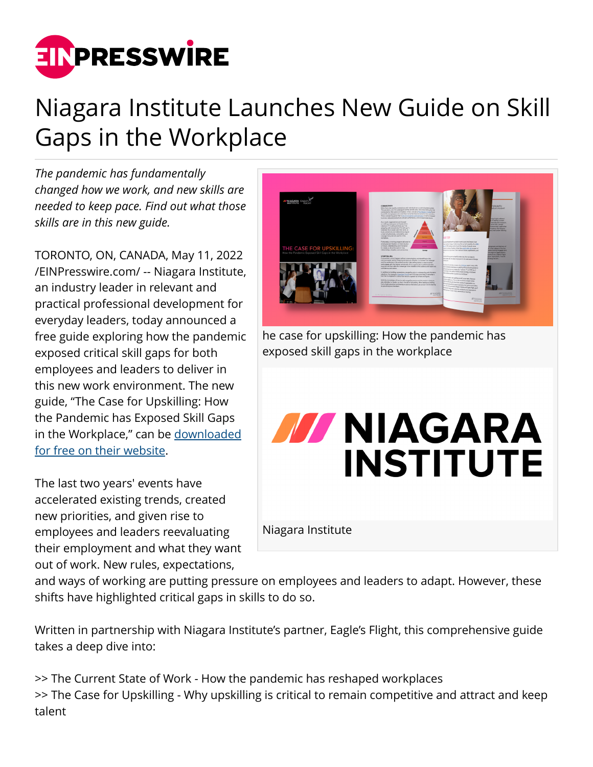# Niagara Institute Launches New Guide on Skill Gaps in the Workplace

*The pandemic has fundamentally changed how we work, and new skills are needed to keep pace. Find out what those skills are in this new guide.*

he case for upskilling: How the pandemic has exposed skill gaps in the workplace

Niagara Institute

TORONTO, ON, CANADA, May 11, 2022 /EINPresswire.com/ -- Niagara Institute, an industry leader in relevant and practical professional development for everyday leaders, today announced a free guide exploring how the pandemic exposed critical skill gaps for both employees and leaders to deliver in this new work environment. The new guide, "The Case for Upskilling: How the Pandemic has Exposed Skill Gaps in the Workplace," can be downloaded for free on their website.

The last two years' events have accelerated existing trends, created new priorities, and given rise to employees and leaders reevaluating their employment and what they want out of work. New rules, expectations, and ways of working are putting pressure on employees and leaders to adapt. However, these shifts have highlighted critical gaps in skills to do so.

Written in partnership with Niagara Institute's partner, Eagle's Flight, this comprehensive guide takes a deep dive into:

>> The Current State of Work - How the pandemic has reshaped workplaces
>> The Case for Upskilling - Why upskilling is critical to remain competitive and attract and keep talent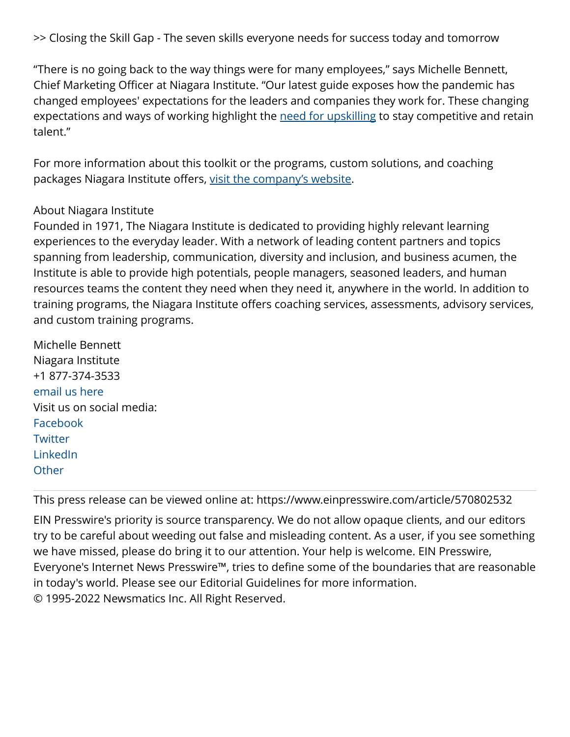>> Closing the Skill Gap - The seven skills everyone needs for success today and tomorrow

“There is no going back to the way things were for many employees,” says Michelle Bennett, Chief Marketing Officer at Niagara Institute. “Our latest guide exposes how the pandemic has changed employees' expectations for the leaders and companies they work for. These changing expectations and ways of working highlight the need for upskilling to stay competitive and retain talent.”

For more information about this toolkit or the programs, custom solutions, and coaching packages Niagara Institute offers, visit the company’s website.

About Niagara Institute
Founded in 1971, The Niagara Institute is dedicated to providing highly relevant learning experiences to the everyday leader. With a network of leading content partners and topics spanning from leadership, communication, diversity and inclusion, and business acumen, the Institute is able to provide high potentials, people managers, seasoned leaders, and human resources teams the content they need when they need it, anywhere in the world. In addition to training programs, the Niagara Institute offers coaching services, assessments, advisory services, and custom training programs.

Michelle Bennett
Niagara Institute
+1 877-374-3533
email us here
Visit us on social media:
Facebook
Twitter
LinkedIn
Other

---

This press release can be viewed online at: https://www.einpresswire.com/article/570802532

EIN Presswire's priority is source transparency. We do not allow opaque clients, and our editors try to be careful about weeding out false and misleading content. As a user, if you see something we have missed, please do bring it to our attention. Your help is welcome. EIN Presswire, Everyone's Internet News Presswire™, tries to define some of the boundaries that are reasonable in today's world. Please see our Editorial Guidelines for more information.
© 1995-2022 Newsmatics Inc. All Right Reserved.